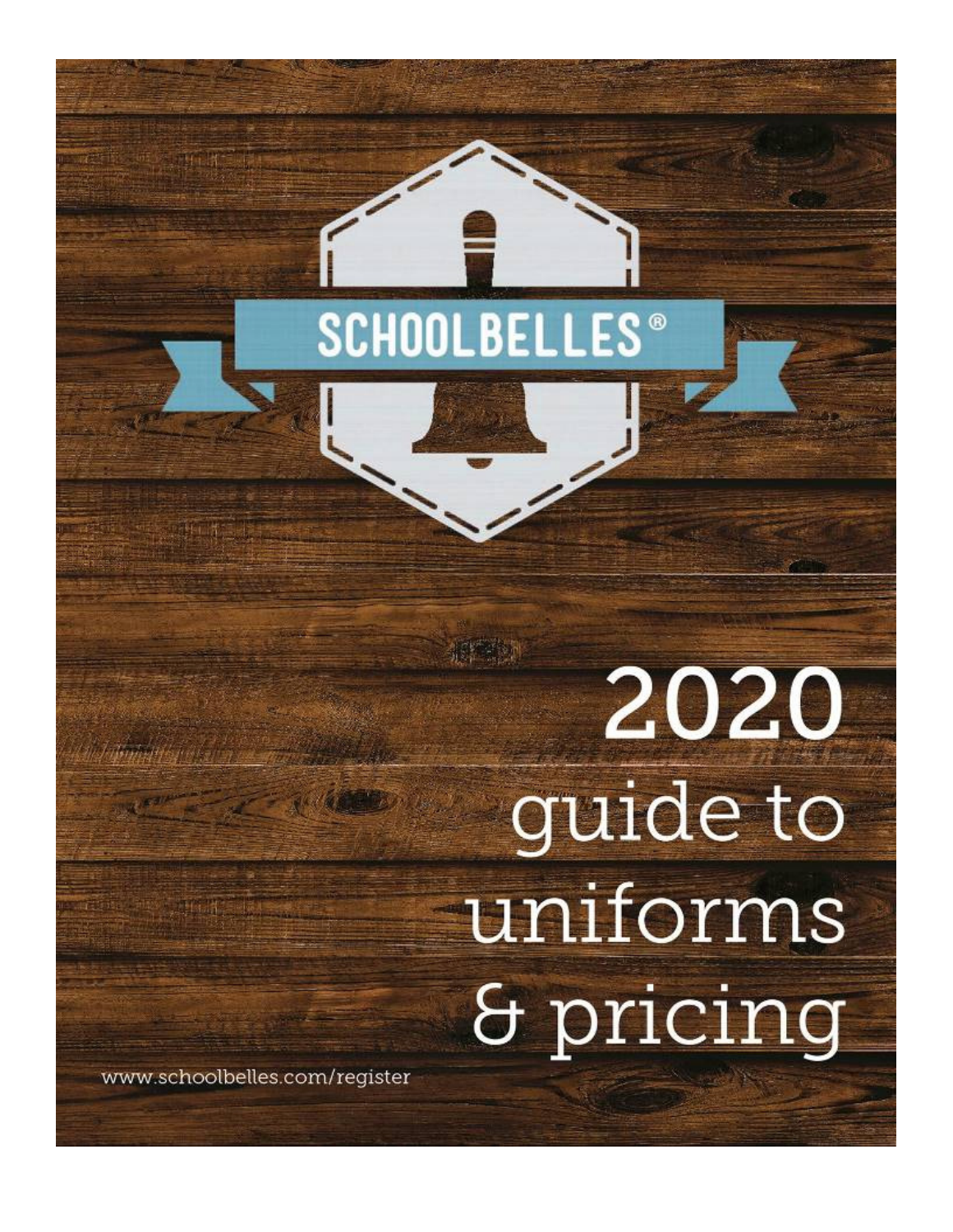SCHOOLBELLES®

# 2020 guide to uniforms & pricing

www.schoolbelles.com/register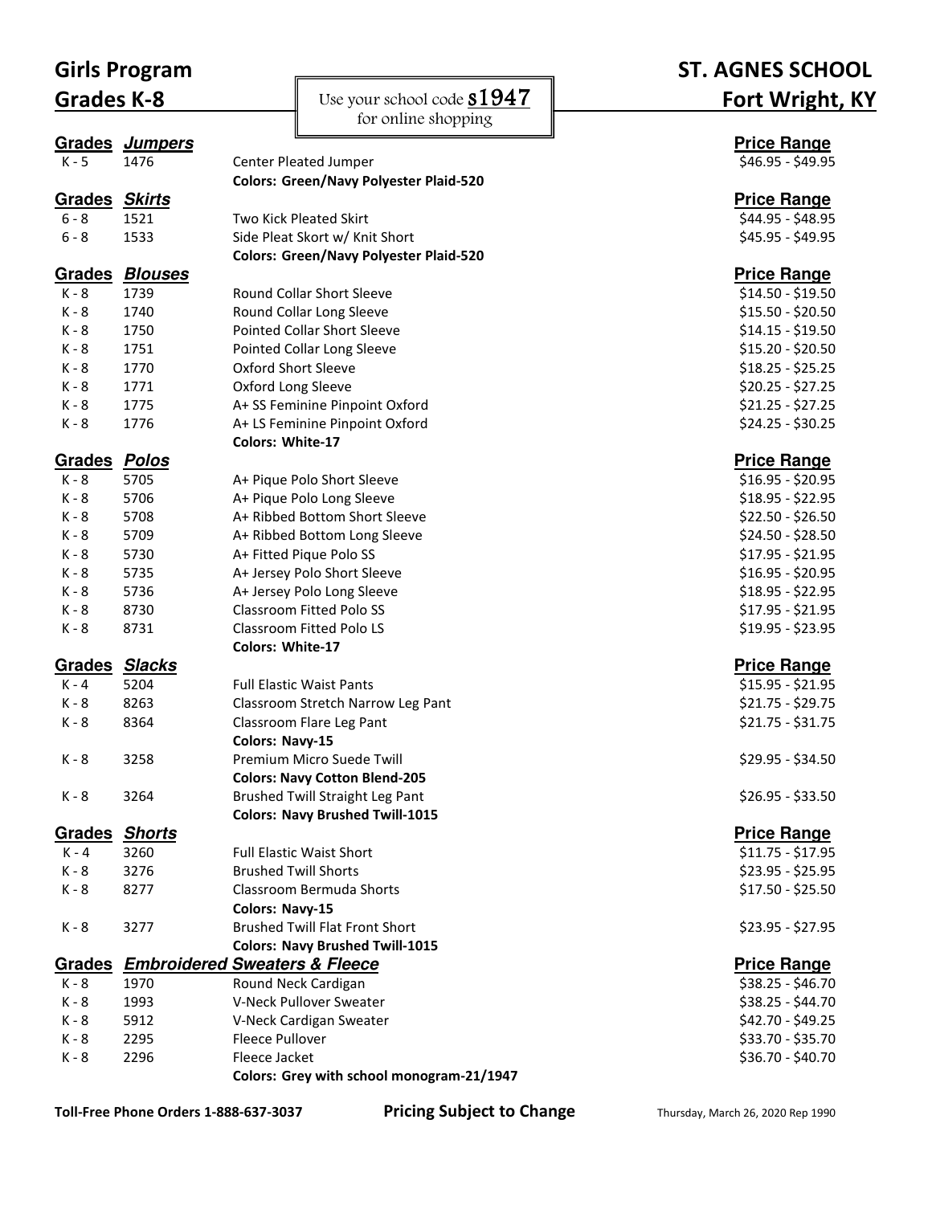# Girls Program
## Grades K-8

Use your school code **s1947** for online shopping

# ST. AGNES SCHOOL
## Fort Wright, KY

| Grades | ***Jumpers*** | | Price Range |
|---|---|---|---|
| K - 5 | 1476 | Center Pleated Jumper | $46.95 - $49.95 |
| | | **Colors: Green/Navy Polyester Plaid-520** | |
| **Grades** | ***Skirts*** | | **Price Range** |
| 6 - 8 | 1521 | Two Kick Pleated Skirt | $44.95 - $48.95 |
| 6 - 8 | 1533 | Side Pleat Skort w/ Knit Short | $45.95 - $49.95 |
| | | **Colors: Green/Navy Polyester Plaid-520** | |
| **Grades** | ***Blouses*** | | **Price Range** |
| K - 8 | 1739 | Round Collar Short Sleeve | $14.50 - $19.50 |
| K - 8 | 1740 | Round Collar Long Sleeve | $15.50 - $20.50 |
| K - 8 | 1750 | Pointed Collar Short Sleeve | $14.15 - $19.50 |
| K - 8 | 1751 | Pointed Collar Long Sleeve | $15.20 - $20.50 |
| K - 8 | 1770 | Oxford Short Sleeve | $18.25 - $25.25 |
| K - 8 | 1771 | Oxford Long Sleeve | $20.25 - $27.25 |
| K - 8 | 1775 | A+ SS Feminine Pinpoint Oxford | $21.25 - $27.25 |
| K - 8 | 1776 | A+ LS Feminine Pinpoint Oxford | $24.25 - $30.25 |
| | | **Colors: White-17** | |
| **Grades** | ***Polos*** | | **Price Range** |
| K - 8 | 5705 | A+ Pique Polo Short Sleeve | $16.95 - $20.95 |
| K - 8 | 5706 | A+ Pique Polo Long Sleeve | $18.95 - $22.95 |
| K - 8 | 5708 | A+ Ribbed Bottom Short Sleeve | $22.50 - $26.50 |
| K - 8 | 5709 | A+ Ribbed Bottom Long Sleeve | $24.50 - $28.50 |
| K - 8 | 5730 | A+ Fitted Pique Polo SS | $17.95 - $21.95 |
| K - 8 | 5735 | A+ Jersey Polo Short Sleeve | $16.95 - $20.95 |
| K - 8 | 5736 | A+ Jersey Polo Long Sleeve | $18.95 - $22.95 |
| K - 8 | 8730 | Classroom Fitted Polo SS | $17.95 - $21.95 |
| K - 8 | 8731 | Classroom Fitted Polo LS | $19.95 - $23.95 |
| | | **Colors: White-17** | |
| **Grades** | ***Slacks*** | | **Price Range** |
| K - 4 | 5204 | Full Elastic Waist Pants | $15.95 - $21.95 |
| K - 8 | 8263 | Classroom Stretch Narrow Leg Pant | $21.75 - $29.75 |
| K - 8 | 8364 | Classroom Flare Leg Pant | $21.75 - $31.75 |
| | | **Colors: Navy-15** | |
| K - 8 | 3258 | Premium Micro Suede Twill | $29.95 - $34.50 |
| | | **Colors: Navy Cotton Blend-205** | |
| K - 8 | 3264 | Brushed Twill Straight Leg Pant | $26.95 - $33.50 |
| | | **Colors: Navy Brushed Twill-1015** | |
| **Grades** | ***Shorts*** | | **Price Range** |
| K - 4 | 3260 | Full Elastic Waist Short | $11.75 - $17.95 |
| K - 8 | 3276 | Brushed Twill Shorts | $23.95 - $25.95 |
| K - 8 | 8277 | Classroom Bermuda Shorts | $17.50 - $25.50 |
| | | **Colors: Navy-15** | |
| K - 8 | 3277 | Brushed Twill Flat Front Short | $23.95 - $27.95 |
| | | **Colors: Navy Brushed Twill-1015** | |
| **Grades** | ***Embroidered Sweaters & Fleece*** | | **Price Range** |
| K - 8 | 1970 | Round Neck Cardigan | $38.25 - $46.70 |
| K - 8 | 1993 | V-Neck Pullover Sweater | $38.25 - $44.70 |
| K - 8 | 5912 | V-Neck Cardigan Sweater | $42.70 - $49.25 |
| K - 8 | 2295 | Fleece Pullover | $33.70 - $35.70 |
| K - 8 | 2296 | Fleece Jacket | $36.70 - $40.70 |
| | | **Colors: Grey with school monogram-21/1947** | |

**Toll-Free Phone Orders 1-888-637-3037** **Pricing Subject to Change** Thursday, March 26, 2020 Rep 1990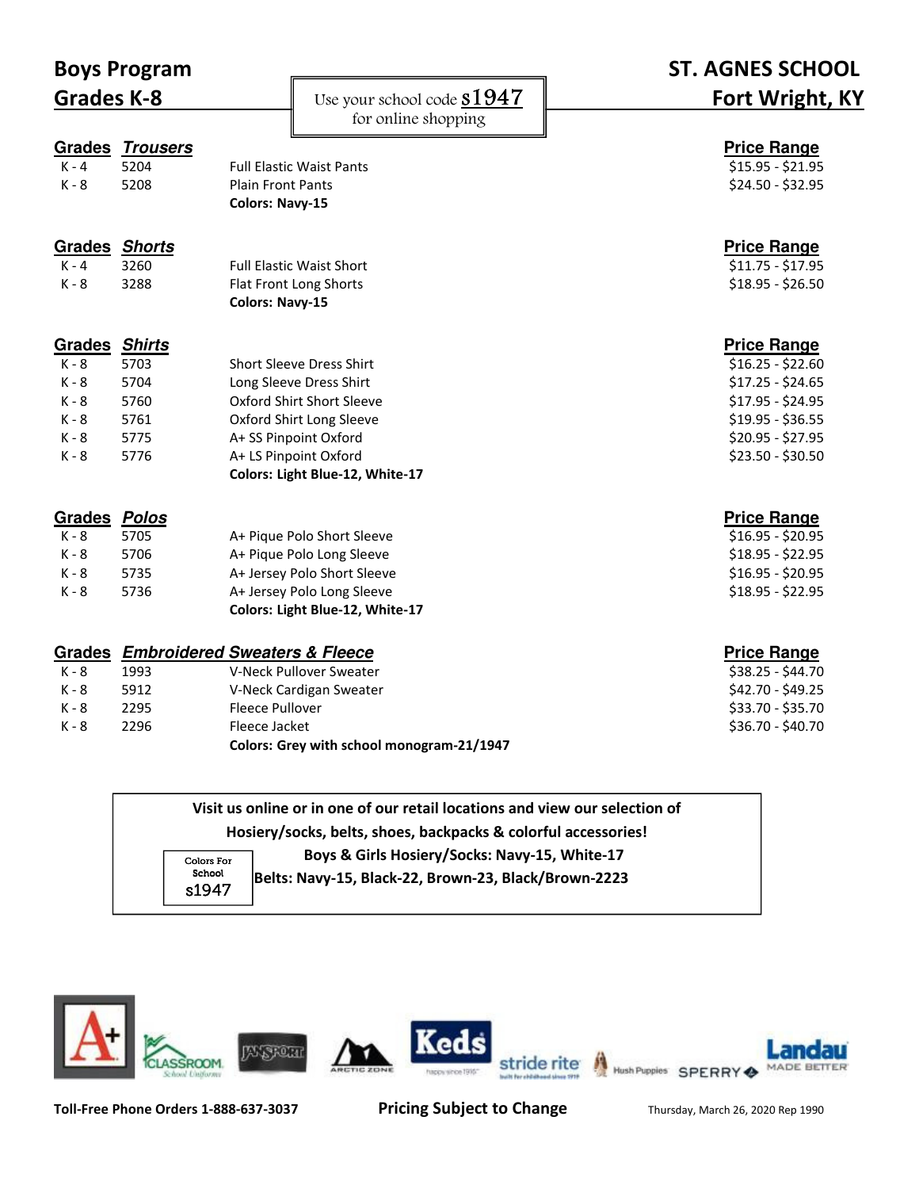# Boys Program
## Grades K-8

Use your school code **s1947** for online shopping

# ST. AGNES SCHOOL
## Fort Wright, KY

| Grades | *Trousers* | | Price Range |
|---|---|---|---|
| K - 4 | 5204 | Full Elastic Waist Pants | $15.95 - $21.95 |
| K - 8 | 5208 | Plain Front Pants | $24.50 - $32.95 |
| | | **Colors: Navy-15** | |

| Grades | *Shorts* | | Price Range |
|---|---|---|---|
| K - 4 | 3260 | Full Elastic Waist Short | $11.75 - $17.95 |
| K - 8 | 3288 | Flat Front Long Shorts | $18.95 - $26.50 |
| | | **Colors: Navy-15** | |

| Grades | *Shirts* | | Price Range |
|---|---|---|---|
| K - 8 | 5703 | Short Sleeve Dress Shirt | $16.25 - $22.60 |
| K - 8 | 5704 | Long Sleeve Dress Shirt | $17.25 - $24.65 |
| K - 8 | 5760 | Oxford Shirt Short Sleeve | $17.95 - $24.95 |
| K - 8 | 5761 | Oxford Shirt Long Sleeve | $19.95 - $36.55 |
| K - 8 | 5775 | A+ SS Pinpoint Oxford | $20.95 - $27.95 |
| K - 8 | 5776 | A+ LS Pinpoint Oxford | $23.50 - $30.50 |
| | | **Colors: Light Blue-12, White-17** | |

| Grades | *Polos* | | Price Range |
|---|---|---|---|
| K - 8 | 5705 | A+ Pique Polo Short Sleeve | $16.95 - $20.95 |
| K - 8 | 5706 | A+ Pique Polo Long Sleeve | $18.95 - $22.95 |
| K - 8 | 5735 | A+ Jersey Polo Short Sleeve | $16.95 - $20.95 |
| K - 8 | 5736 | A+ Jersey Polo Long Sleeve | $18.95 - $22.95 |
| | | **Colors: Light Blue-12, White-17** | |

| Grades | *Embroidered Sweaters & Fleece* | | Price Range |
|---|---|---|---|
| K - 8 | 1993 | V-Neck Pullover Sweater | $38.25 - $44.70 |
| K - 8 | 5912 | V-Neck Cardigan Sweater | $42.70 - $49.25 |
| K - 8 | 2295 | Fleece Pullover | $33.70 - $35.70 |
| K - 8 | 2296 | Fleece Jacket | $36.70 - $40.70 |
| | | **Colors: Grey with school monogram-21/1947** | |

**Visit us online or in one of our retail locations and view our selection of Hosiery/socks, belts, shoes, backpacks & colorful accessories!**

Colors For School s1947

**Boys & Girls Hosiery/Socks: Navy-15, White-17**

**Belts: Navy-15, Black-22, Brown-23, Black/Brown-2223**

**Toll-Free Phone Orders 1-888-637-3037** **Pricing Subject to Change** Thursday, March 26, 2020 Rep 1990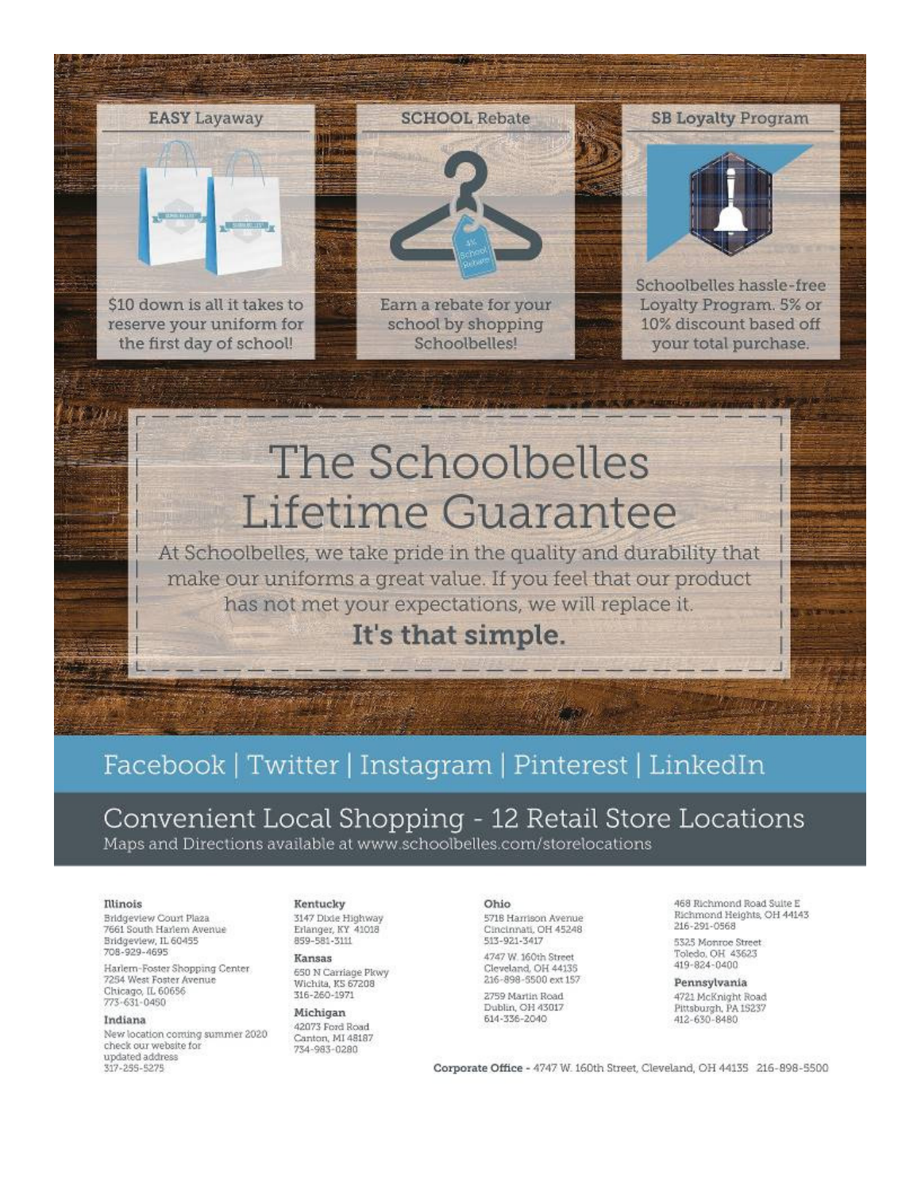### EASY Layaway

$10 down is all it takes to reserve your uniform for the first day of school!

### SCHOOL Rebate

Earn a rebate for your school by shopping Schoolbelles!

### SB Loyalty Program

Schoolbelles hassle-free Loyalty Program. 5% or 10% discount based off your total purchase.

## The Schoolbelles Lifetime Guarantee

At Schoolbelles, we take pride in the quality and durability that make our uniforms a great value. If you feel that our product has not met your expectations, we will replace it.

**It's that simple.**

Facebook | Twitter | Instagram | Pinterest | LinkedIn

## Convenient Local Shopping - 12 Retail Store Locations

Maps and Directions available at www.schoolbelles.com/storelocations

**Illinois**

Bridgeview Court Plaza
7661 South Harlem Avenue
Bridgeview, IL 60455
708-929-4695

Harlem-Foster Shopping Center
7254 West Foster Avenue
Chicago, IL 60656
773-631-0450

**Indiana**

New location coming summer 2020
check our website for
updated address
317-255-5275

**Kentucky**

3147 Dixie Highway
Erlanger, KY 41018
859-581-3111

**Kansas**

650 N Carriage Pkwy
Wichita, KS 67208
316-260-1971

**Michigan**

42073 Ford Road
Canton, MI 48187
734-983-0280

**Ohio**

5718 Harrison Avenue
Cincinnati, OH 45248
513-921-3417

4747 W. 160th Street
Cleveland, OH 44135
216-898-5500 ext 157

2759 Martin Road
Dublin, OH 43017
614-336-2040

468 Richmond Road Suite E
Richmond Heights, OH 44143
216-291-0568

5325 Monroe Street
Toledo, OH 43623
419-824-0400

**Pennsylvania**

4721 McKnight Road
Pittsburgh, PA 15237
412-630-8480

**Corporate Office** - 4747 W. 160th Street, Cleveland, OH 44135 216-898-5500